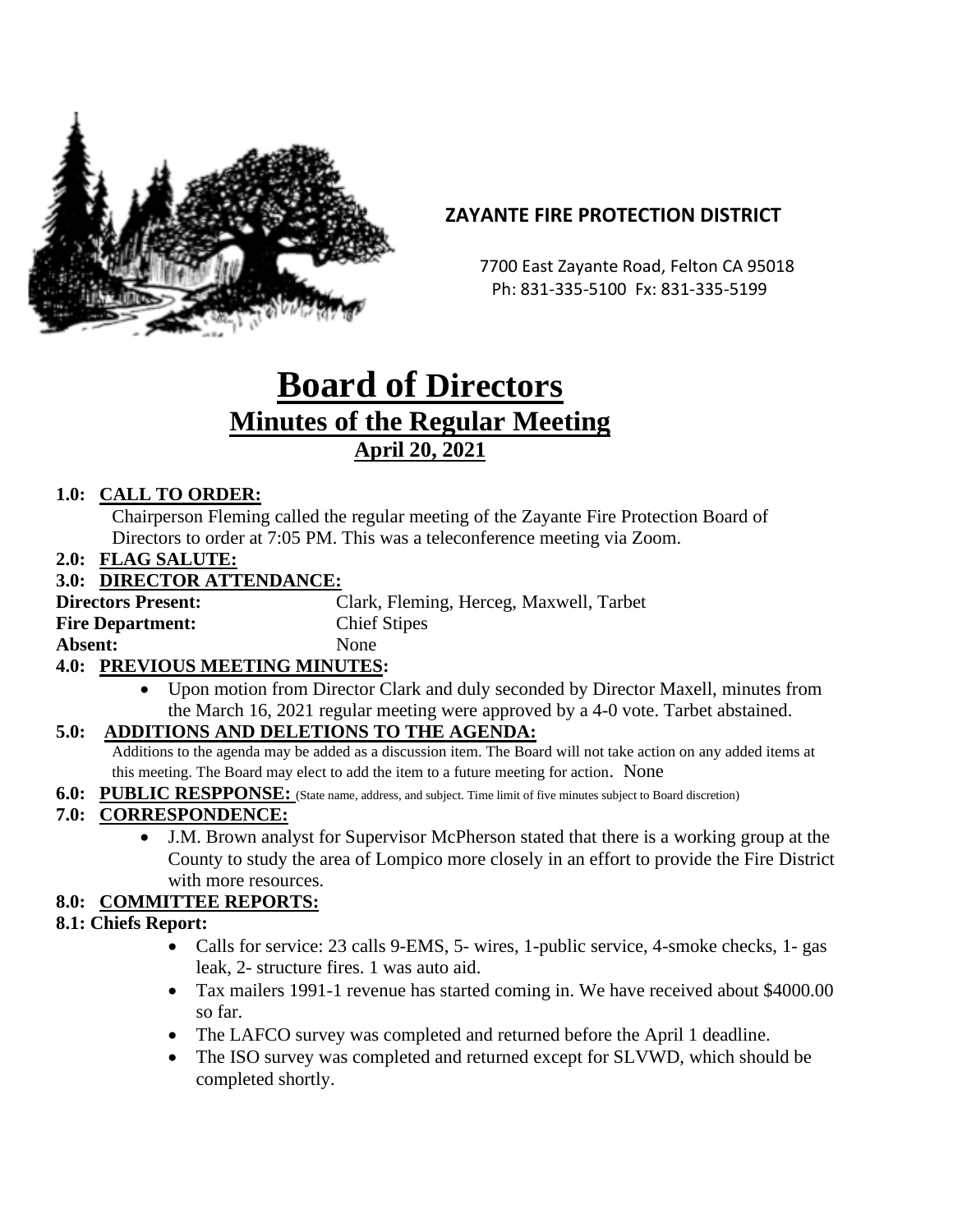**ZAYANTE FIRE PROTECTION DISTRICT**

7700 East Zayante Road, Felton CA 95018
Ph: 831-335-5100 Fx: 831-335-5199

# Board of Directors

## Minutes of the Regular Meeting

### April 20, 2021

**1.0: CALL TO ORDER:**

Chairperson Fleming called the regular meeting of the Zayante Fire Protection Board of Directors to order at 7:05 PM. This was a teleconference meeting via Zoom.

**2.0: FLAG SALUTE:**

**3.0: DIRECTOR ATTENDANCE:**

**Directors Present:** Clark, Fleming, Herceg, Maxwell, Tarbet
**Fire Department:** Chief Stipes
**Absent:** None

**4.0: PREVIOUS MEETING MINUTES:**

- Upon motion from Director Clark and duly seconded by Director Maxell, minutes from the March 16, 2021 regular meeting were approved by a 4-0 vote. Tarbet abstained.

**5.0: ADDITIONS AND DELETIONS TO THE AGENDA:**

Additions to the agenda may be added as a discussion item. The Board will not take action on any added items at this meeting. The Board may elect to add the item to a future meeting for action. None

**6.0: PUBLIC RESPPONSE:** (State name, address, and subject. Time limit of five minutes subject to Board discretion)

**7.0: CORRESPONDENCE:**

- J.M. Brown analyst for Supervisor McPherson stated that there is a working group at the County to study the area of Lompico more closely in an effort to provide the Fire District with more resources.

**8.0: COMMITTEE REPORTS:**

**8.1: Chiefs Report:**

- Calls for service: 23 calls 9-EMS, 5- wires, 1-public service, 4-smoke checks, 1- gas leak, 2- structure fires. 1 was auto aid.
- Tax mailers 1991-1 revenue has started coming in. We have received about $4000.00 so far.
- The LAFCO survey was completed and returned before the April 1 deadline.
- The ISO survey was completed and returned except for SLVWD, which should be completed shortly.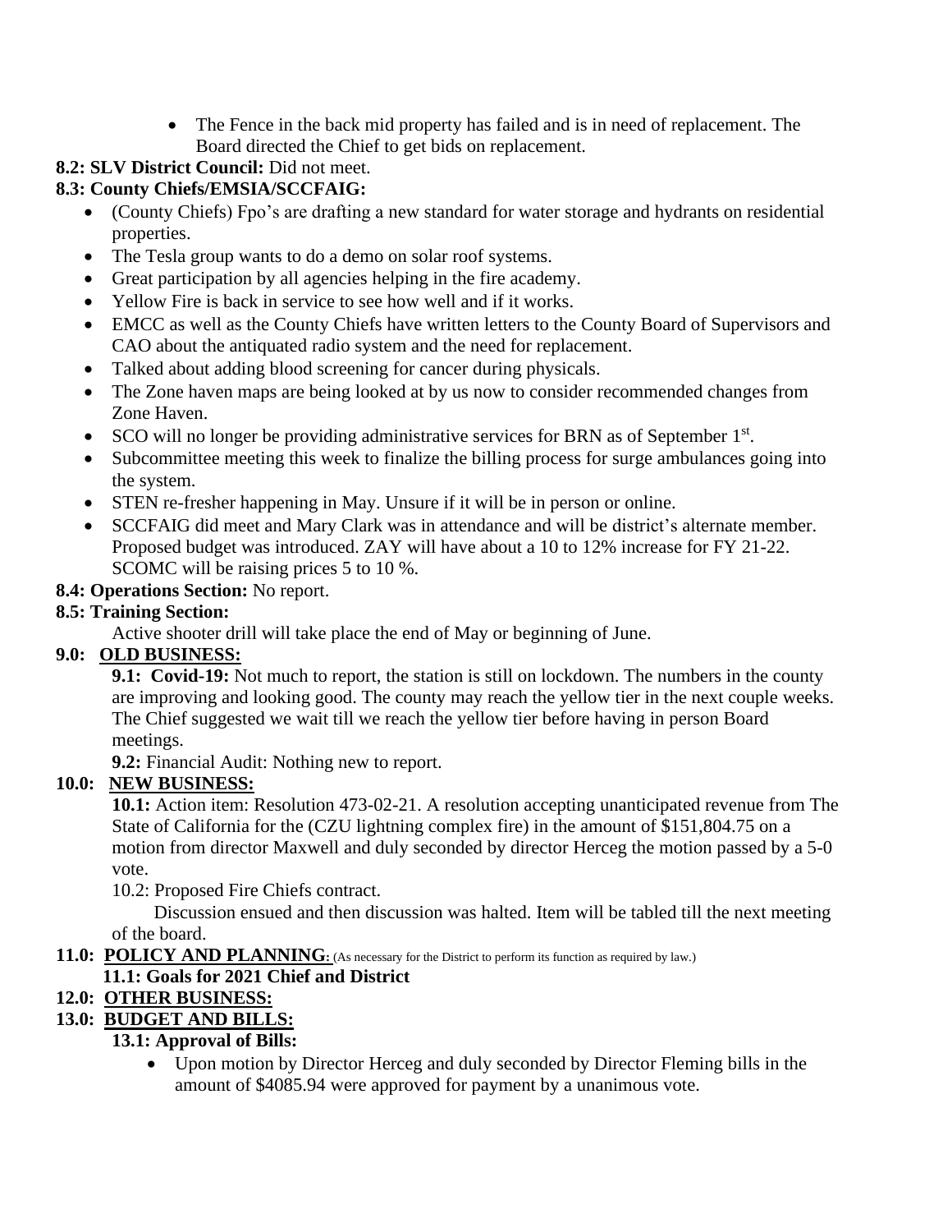- The Fence in the back mid property has failed and is in need of replacement. The Board directed the Chief to get bids on replacement.

**8.2: SLV District Council:** Did not meet.

**8.3: County Chiefs/EMSIA/SCCFAIG:**

- (County Chiefs) Fpo's are drafting a new standard for water storage and hydrants on residential properties.
- The Tesla group wants to do a demo on solar roof systems.
- Great participation by all agencies helping in the fire academy.
- Yellow Fire is back in service to see how well and if it works.
- EMCC as well as the County Chiefs have written letters to the County Board of Supervisors and CAO about the antiquated radio system and the need for replacement.
- Talked about adding blood screening for cancer during physicals.
- The Zone haven maps are being looked at by us now to consider recommended changes from Zone Haven.
- SCO will no longer be providing administrative services for BRN as of September 1st.
- Subcommittee meeting this week to finalize the billing process for surge ambulances going into the system.
- STEN re-fresher happening in May. Unsure if it will be in person or online.
- SCCFAIG did meet and Mary Clark was in attendance and will be district's alternate member. Proposed budget was introduced. ZAY will have about a 10 to 12% increase for FY 21-22. SCOMC will be raising prices 5 to 10 %.

**8.4: Operations Section:** No report.

**8.5: Training Section:**

Active shooter drill will take place the end of May or beginning of June.

**9.0: OLD BUSINESS:**

**9.1: Covid-19:** Not much to report, the station is still on lockdown. The numbers in the county are improving and looking good. The county may reach the yellow tier in the next couple weeks. The Chief suggested we wait till we reach the yellow tier before having in person Board meetings.

**9.2:** Financial Audit: Nothing new to report.

**10.0: NEW BUSINESS:**

**10.1:** Action item: Resolution 473-02-21. A resolution accepting unanticipated revenue from The State of California for the (CZU lightning complex fire) in the amount of $151,804.75 on a motion from director Maxwell and duly seconded by director Herceg the motion passed by a 5-0 vote.

10.2: Proposed Fire Chiefs contract.

Discussion ensued and then discussion was halted. Item will be tabled till the next meeting of the board.

**11.0: POLICY AND PLANNING:** (As necessary for the District to perform its function as required by law.)

**11.1: Goals for 2021 Chief and District**

**12.0: OTHER BUSINESS:**

**13.0: BUDGET AND BILLS:**

**13.1: Approval of Bills:**

- Upon motion by Director Herceg and duly seconded by Director Fleming bills in the amount of $4085.94 were approved for payment by a unanimous vote.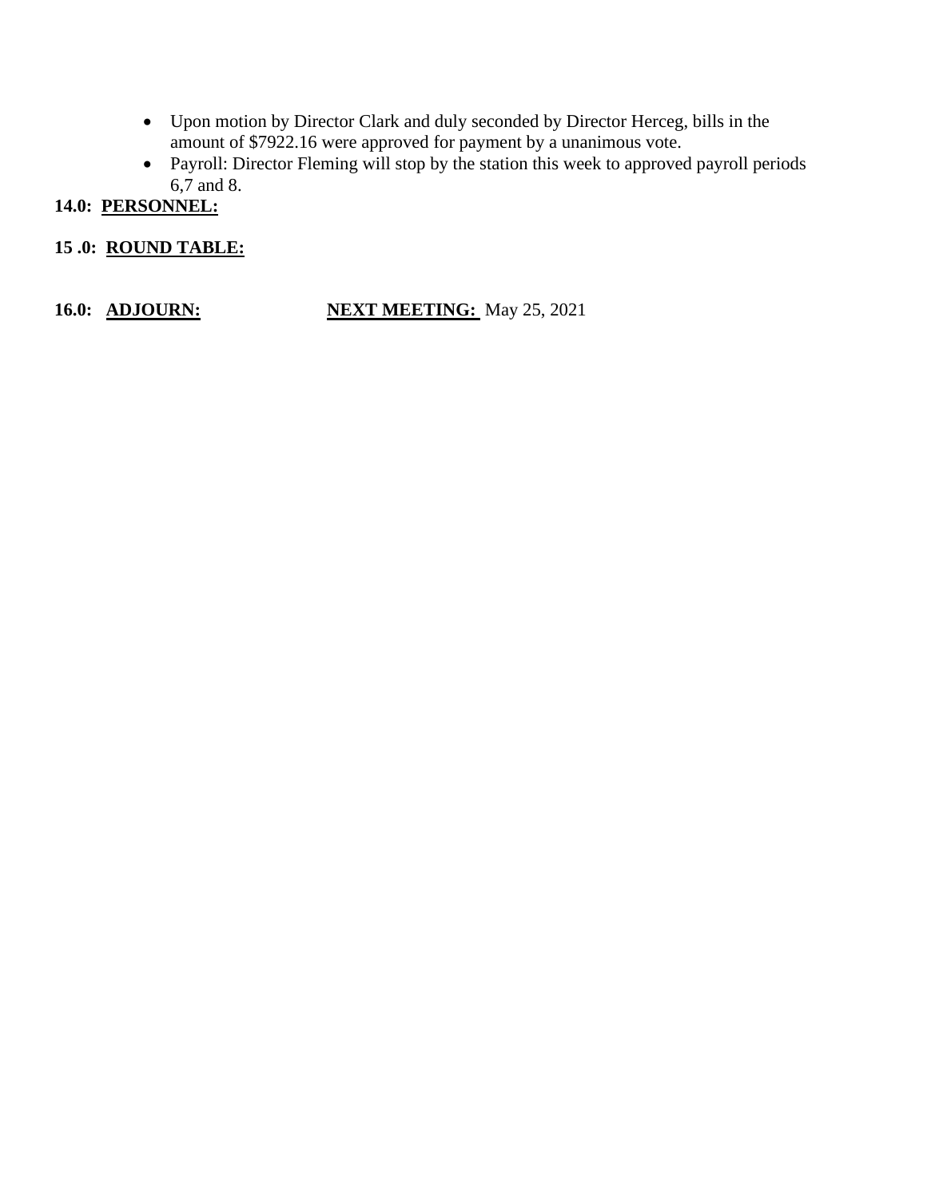- Upon motion by Director Clark and duly seconded by Director Herceg, bills in the amount of $7922.16 were approved for payment by a unanimous vote.
- Payroll: Director Fleming will stop by the station this week to approved payroll periods 6,7 and 8.

**14.0: <u>PERSONNEL:</u>**

**15 .0: <u>ROUND TABLE:</u>**

**16.0: <u>ADJOURN:</u>** **<u>NEXT MEETING:</u>** May 25, 2021